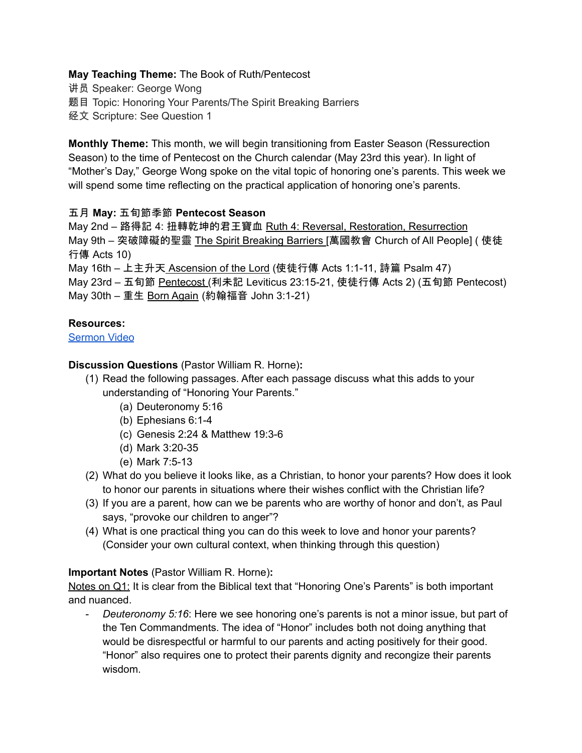**May Teaching Theme:** The Book of Ruth/Pentecost
讲员 Speaker: George Wong
题目 Topic: Honoring Your Parents/The Spirit Breaking Barriers
经文 Scripture: See Question 1

**Monthly Theme:** This month, we will begin transitioning from Easter Season (Ressurection Season) to the time of Pentecost on the Church calendar (May 23rd this year). In light of "Mother's Day," George Wong spoke on the vital topic of honoring one's parents. This week we will spend some time reflecting on the practical application of honoring one's parents.

**五月 May:** **五旬節季節 Pentecost Season**
May 2nd – 路得記 4: 扭轉乾坤的君王寶血 Ruth 4: Reversal, Restoration, Resurrection
May 9th – 突破障礙的聖靈 The Spirit Breaking Barriers [萬國教會 Church of All People] ( 使徒行傳 Acts 10)
May 16th – 上主升天 Ascension of the Lord (使徒行傳 Acts 1:1-11, 詩篇 Psalm 47)
May 23rd – 五旬節 Pentecost (利未記 Leviticus 23:15-21, 使徒行傳 Acts 2) (五旬節 Pentecost)
May 30th – 重生 Born Again (約翰福音 John 3:1-21)

**Resources:**
Sermon Video

**Discussion Questions** (Pastor William R. Horne)**:**

(1) Read the following passages. After each passage discuss what this adds to your understanding of "Honoring Your Parents."
  (a) Deuteronomy 5:16
  (b) Ephesians 6:1-4
  (c) Genesis 2:24 & Matthew 19:3-6
  (d) Mark 3:20-35
  (e) Mark 7:5-13

(2) What do you believe it looks like, as a Christian, to honor your parents? How does it look to honor our parents in situations where their wishes conflict with the Christian life?

(3) If you are a parent, how can we be parents who are worthy of honor and don't, as Paul says, "provoke our children to anger"?

(4) What is one practical thing you can do this week to love and honor your parents? (Consider your own cultural context, when thinking through this question)

**Important Notes** (Pastor William R. Horne)**:**
Notes on Q1: It is clear from the Biblical text that "Honoring One's Parents" is both important and nuanced.

- *Deuteronomy 5:16*: Here we see honoring one's parents is not a minor issue, but part of the Ten Commandments. The idea of "Honor" includes both not doing anything that would be disrespectful or harmful to our parents and acting positively for their good. "Honor" also requires one to protect their parents dignity and recongize their parents wisdom.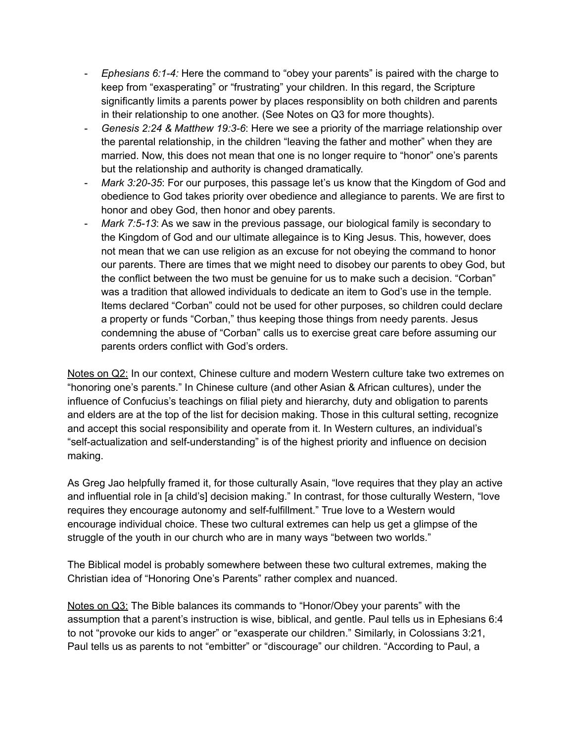- *Ephesians 6:1-4:* Here the command to "obey your parents" is paired with the charge to keep from "exasperating" or "frustrating" your children. In this regard, the Scripture significantly limits a parents power by places responsiblity on both children and parents in their relationship to one another. (See Notes on Q3 for more thoughts).
- *Genesis 2:24 & Matthew 19:3-6*: Here we see a priority of the marriage relationship over the parental relationship, in the children "leaving the father and mother" when they are married. Now, this does not mean that one is no longer require to "honor" one's parents but the relationship and authority is changed dramatically.
- *Mark 3:20-35*: For our purposes, this passage let's us know that the Kingdom of God and obedience to God takes priority over obedience and allegiance to parents. We are first to honor and obey God, then honor and obey parents.
- *Mark 7:5-13*: As we saw in the previous passage, our biological family is secondary to the Kingdom of God and our ultimate allegaince is to King Jesus. This, however, does not mean that we can use religion as an excuse for not obeying the command to honor our parents. There are times that we might need to disobey our parents to obey God, but the conflict between the two must be genuine for us to make such a decision. "Corban" was a tradition that allowed individuals to dedicate an item to God's use in the temple. Items declared "Corban" could not be used for other purposes, so children could declare a property or funds "Corban," thus keeping those things from needy parents. Jesus condemning the abuse of "Corban" calls us to exercise great care before assuming our parents orders conflict with God's orders.

<u>Notes on Q2:</u> In our context, Chinese culture and modern Western culture take two extremes on "honoring one's parents." In Chinese culture (and other Asian & African cultures), under the influence of Confucius's teachings on filial piety and hierarchy, duty and obligation to parents and elders are at the top of the list for decision making. Those in this cultural setting, recognize and accept this social responsibility and operate from it. In Western cultures, an individual's "self-actualization and self-understanding" is of the highest priority and influence on decision making.

As Greg Jao helpfully framed it, for those culturally Asain, "love requires that they play an active and influential role in [a child's] decision making." In contrast, for those culturally Western, "love requires they encourage autonomy and self-fulfillment." True love to a Western would encourage individual choice. These two cultural extremes can help us get a glimpse of the struggle of the youth in our church who are in many ways "between two worlds."

The Biblical model is probably somewhere between these two cultural extremes, making the Christian idea of "Honoring One's Parents" rather complex and nuanced.

<u>Notes on Q3:</u> The Bible balances its commands to "Honor/Obey your parents" with the assumption that a parent's instruction is wise, biblical, and gentle. Paul tells us in Ephesians 6:4 to not "provoke our kids to anger" or "exasperate our children." Similarly, in Colossians 3:21, Paul tells us as parents to not "embitter" or "discourage" our children. "According to Paul, a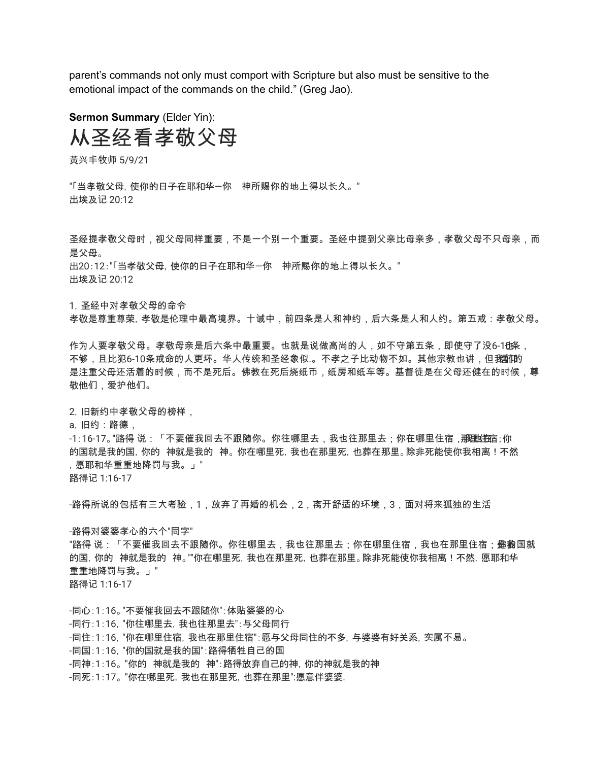parent's commands not only must comport with Scripture but also must be sensitive to the emotional impact of the commands on the child." (Greg Jao).

**Sermon Summary** (Elder Yin):

# 从圣经看孝敬父母

黄兴丰牧师 5/9/21

"「当孝敬父母，使你的日子在耶和华－你 神所赐你的地上得以长久。"
出埃及记 20:12

圣经提孝敬父母时，视父母同样重要，不是一个别一个重要。圣经中提到父亲比母亲多，孝敬父母不只母亲，而是父母。
出20:12:"「当孝敬父母，使你的日子在耶和华－你 神所赐你的地上得以长久。"
出埃及记 20:12

1，圣经中对孝敬父母的命令
孝敬是尊重尊荣，孝敬是伦理中最高境界。十诫中，前四条是人和神约，后六条是人和人约。第五戒：孝敬父母。

作为人要孝敬父母。孝敬母亲是后六条中最重要。也就是说做高尚的人，如不守第五条，即使守了没6-10条，也不够，且比犯6-10条戒命的人更坏。华人传统和圣经象似..。不孝之子比动物不如。其他宗教也讲，但我们的是注重父母还活着的时候，而不是死后。佛教在死后烧纸币，纸房和纸车等。基督徒是在父母还健在的时候，尊敬他们，爱护他们。

2，旧新约中孝敬父母的榜样，
a，旧约：路德，
-1:16-17。"路得 说：「不要催我回去不跟随你。你往哪里去，我也往那里去；你在哪里住宿，我也在那里住宿；你的国就是我的国，你的 神就是我的 神。你在哪里死，我也在那里死，也葬在那里。除非死能使你我相离！不然，愿耶和华重重地降罚与我。」"
路得记 1:16-17

-路得所说的包括有三大考验，1，放弃了再婚的机会，2，离开舒适的环境，3，面对将来狐独的生活

-路得对婆婆孝心的六个"同字"
"路得 说：「不要催我回去不跟随你。你往哪里去，我也往那里去；你在哪里住宿，我也在那里住宿；你的国就是我的国，你的 神就是我的 神。""你在哪里死，我也在那里死，也葬在那里。除非死能使你我相离！不然，愿耶和华重重地降罚与我。」"
路得记 1:16-17

-同心：1：16。"不要催我回去不跟随你"：体贴婆婆的心
-同行：1：16，"你往哪里去，我也往那里去"：与父母同行
-同住：1：16，"你在哪里住宿，我也在那里住宿"：愿与父母同住的不多，与婆婆有好关系，实属不易。
-同国：1：16，"你的国就是我的国"：路得牺牲自己的国
-同神：1：16。"你的 神就是我的 神"：路得放弃自己的神，你的神就是我的神
-同死：1：17。"你在哪里死，我也在那里死，也葬在那里"：愿意伴婆婆，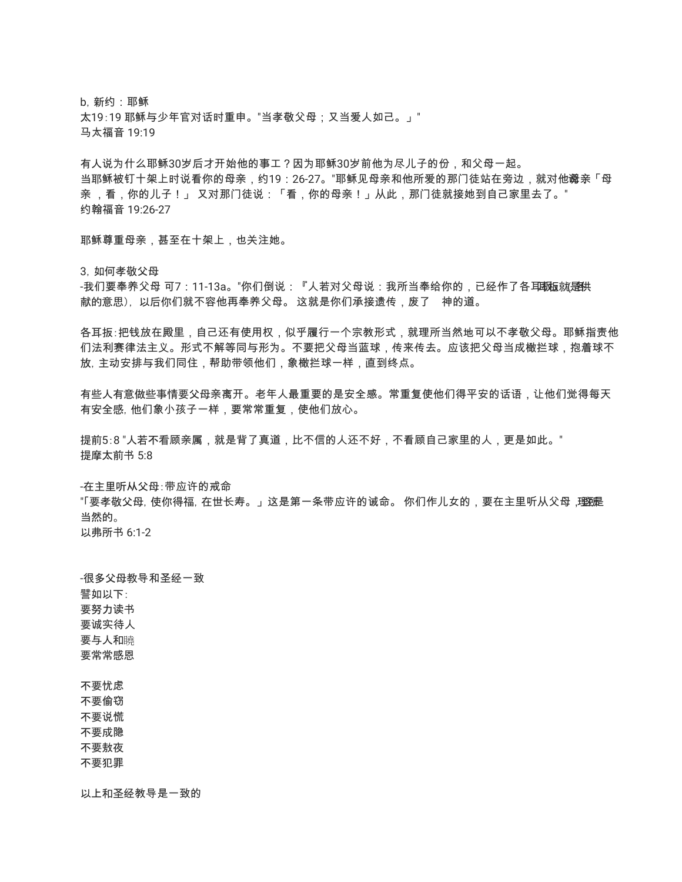b, 新约：耶稣
太19:19 耶稣与少年官对话时重申。"当孝敬父母；又当爱人如己。」"
马太福音 19:19

有人说为什么耶稣30岁后才开始他的事工？因为耶稣30岁前他为尽儿子的份，和父母一起。
当耶稣被钉十架上时说看你的母亲，约19：26-27。"耶稣见母亲和他所爱的那门徒站在旁边，就对他母亲「母亲，看，你的儿子！」 又对那门徒说：「看，你的母亲！」从此，那门徒就接她到自己家里去了。"
约翰福音 19:26-27

耶稣尊重母亲，甚至在十架上，也关注她。

3, 如何孝敬父母
-我们要奉养父母 可7：11-13a。"你们倒说：『人若对父母说：我所当奉给你的，已经作了各耳板』（各耳板就是供献的意思），以后你们就不容他再奉养父母。 这就是你们承接遗传，废了 神的道。

各耳扳:把钱放在殿里，自己还有使用权，似乎履行一个宗教形式，就理所当然地可以不孝敬父母。耶稣指责他们法利赛律法主义。形式不解等同与形为。不要把父母当蓝球，传来传去。应该把父母当成橄拦球，抱着球不放, 主动安排与我们同住，帮助带领他们，象橄拦球一样，直到终点。

有些人有意做些事情要父母亲离开。老年人最重要的是安全感。常重复使他们得平安的话语，让他们觉得每天有安全感, 他们象小孩子一样，要常常重复，使他们放心。

提前5:8 "人若不看顾亲属，就是背了真道，比不信的人还不好，不看顾自己家里的人，更是如此。"
提摩太前书 5:8

-在主里听从父母:带应许的戒命
"「要孝敬父母, 使你得福, 在世长寿。」这是第一条带应许的诫命。 你们作儿女的，要在主里听从父母，这是理所当然的。
以弗所书 6:1-2

-很多父母教导和圣经一致
譬如以下:
要努力读书
要诚实待人
要与人和睦
要常常感恩

不要忧虑
不要偷窃
不要说慌
不要成隐
不要敖夜
不要犯罪

以上和圣经教导是一致的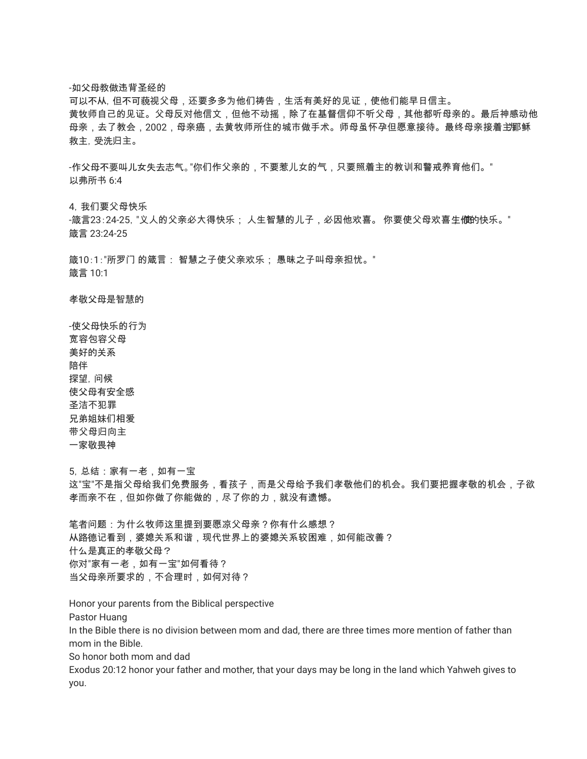-如父母教做违背圣经的
可以不从, 但不可藐视父母，还要多多为他们祷告，生活有美好的见证，使他们能早日信主。
黄牧师自己的见证。父母反对他信文，但他不动摇，除了在基督信仰不听父母，其他都听母亲的。最后神感动他母亲，去了教会，2002，母亲癌，去黄牧师所住的城市做手术。师母虽怀孕但愿意接待。最终母亲接着主耶稣救主, 受洗归主。

-作父母不要叫儿女失去志气。"你们作父亲的，不要惹儿女的气，只要照着主的教训和警戒养育他们。"
以弗所书 6:4

4, 我们要父母快乐
-箴言23:24-25, "义人的父亲必大得快乐； 人生智慧的儿子，必因他欢喜。 你要使父母欢喜，使生你的快乐。"
箴言 23:24-25

箴10:1:"所罗门 的箴言： 智慧之子使父亲欢乐； 愚昧之子叫母亲担忧。"
箴言 10:1

孝敬父母是智慧的

-使父母快乐的行为
宽容包容父母
美好的关系
陪伴
探望, 问候
使父母有安全感
圣洁不犯罪
兄弟姐妹们相爱
带父母归向主
一家敬畏神

5, 总结：家有一老，如有一宝
这"宝"不是指父母给我们免费服务，看孩子，而是父母给予我们孝敬他们的机会。我们要把握孝敬的机会，子欲孝而亲不在，但如你做了你能做的，尽了你的力，就没有遗憾。

笔者问题：为什么牧师这里提到要愿凉父母亲？你有什么感想？
从路德记看到，婆媳关系和谐，现代世界上的婆媳关系较困难，如何能改善？
什么是真正的孝敬父母？
你对"家有一老，如有一宝"如何看待？
当父母亲所要求的，不合理时，如何对待？

Honor your parents from the Biblical perspective
Pastor Huang
In the Bible there is no division between mom and dad, there are three times more mention of father than mom in the Bible.
So honor both mom and dad
Exodus 20:12 honor your father and mother, that your days may be long in the land which Yahweh gives to you.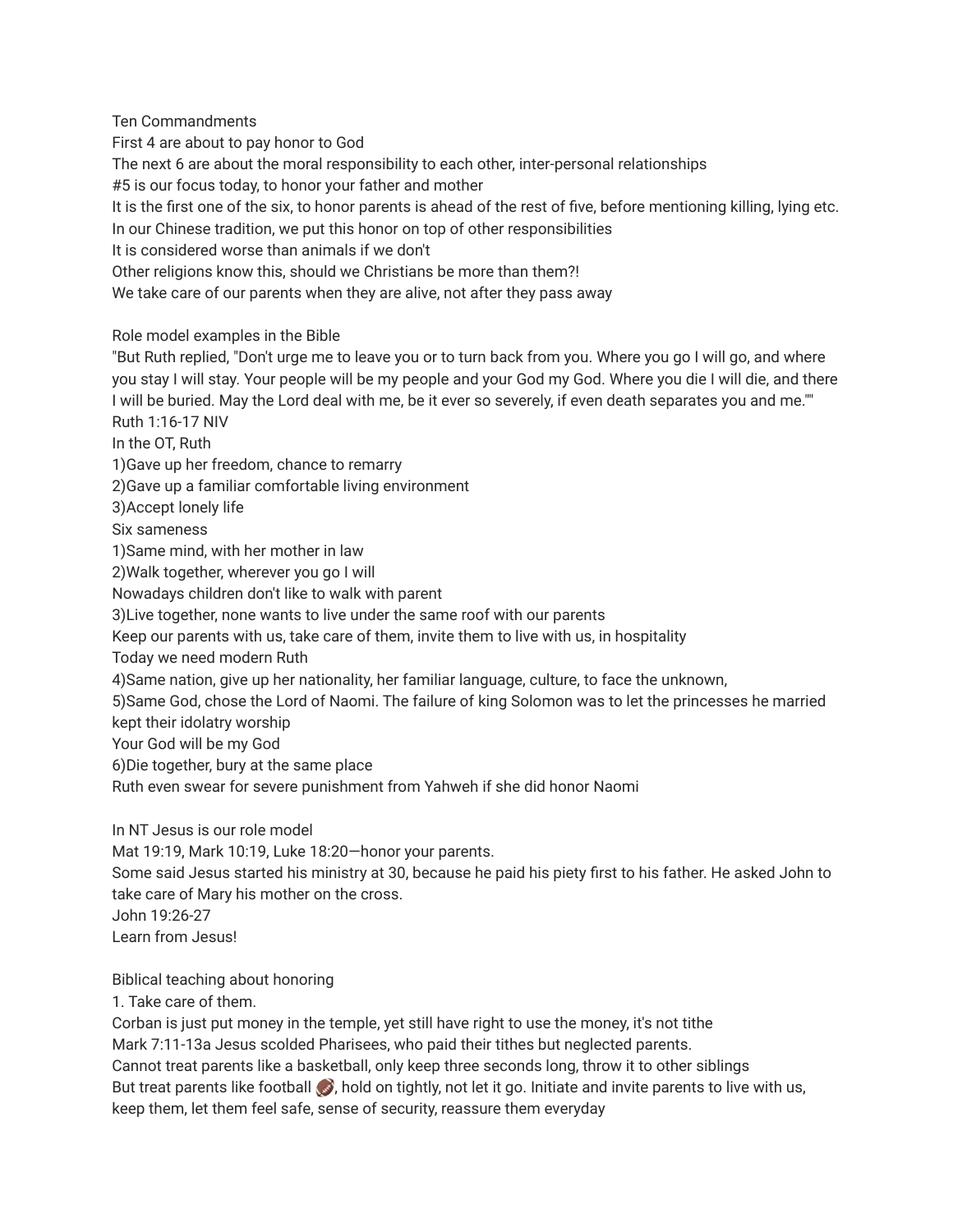Ten Commandments
First 4 are about to pay honor to God
The next 6 are about the moral responsibility to each other, inter-personal relationships
#5 is our focus today, to honor your father and mother
It is the first one of the six, to honor parents is ahead of the rest of five, before mentioning killing, lying etc.
In our Chinese tradition, we put this honor on top of other responsibilities
It is considered worse than animals if we don't
Other religions know this, should we Christians be more than them?!
We take care of our parents when they are alive, not after they pass away

Role model examples in the Bible
"But Ruth replied, "Don't urge me to leave you or to turn back from you. Where you go I will go, and where you stay I will stay. Your people will be my people and your God my God. Where you die I will die, and there I will be buried. May the Lord deal with me, be it ever so severely, if even death separates you and me.""
Ruth 1:16-17 NIV
In the OT, Ruth
1)Gave up her freedom, chance to remarry
2)Gave up a familiar comfortable living environment
3)Accept lonely life
Six sameness
1)Same mind, with her mother in law
2)Walk together, wherever you go I will
Nowadays children don't like to walk with parent
3)Live together, none wants to live under the same roof with our parents
Keep our parents with us, take care of them, invite them to live with us, in hospitality
Today we need modern Ruth
4)Same nation, give up her nationality, her familiar language, culture, to face the unknown,
5)Same God, chose the Lord of Naomi. The failure of king Solomon was to let the princesses he married kept their idolatry worship
Your God will be my God
6)Die together, bury at the same place
Ruth even swear for severe punishment from Yahweh if she did honor Naomi

In NT Jesus is our role model
Mat 19:19, Mark 10:19, Luke 18:20—honor your parents.
Some said Jesus started his ministry at 30, because he paid his piety first to his father. He asked John to take care of Mary his mother on the cross.
John 19:26-27
Learn from Jesus!

Biblical teaching about honoring
1. Take care of them.
Corban is just put money in the temple, yet still have right to use the money, it's not tithe
Mark 7:11-13a Jesus scolded Pharisees, who paid their tithes but neglected parents.
Cannot treat parents like a basketball, only keep three seconds long, throw it to other siblings
But treat parents like football 🏈, hold on tightly, not let it go. Initiate and invite parents to live with us, keep them, let them feel safe, sense of security, reassure them everyday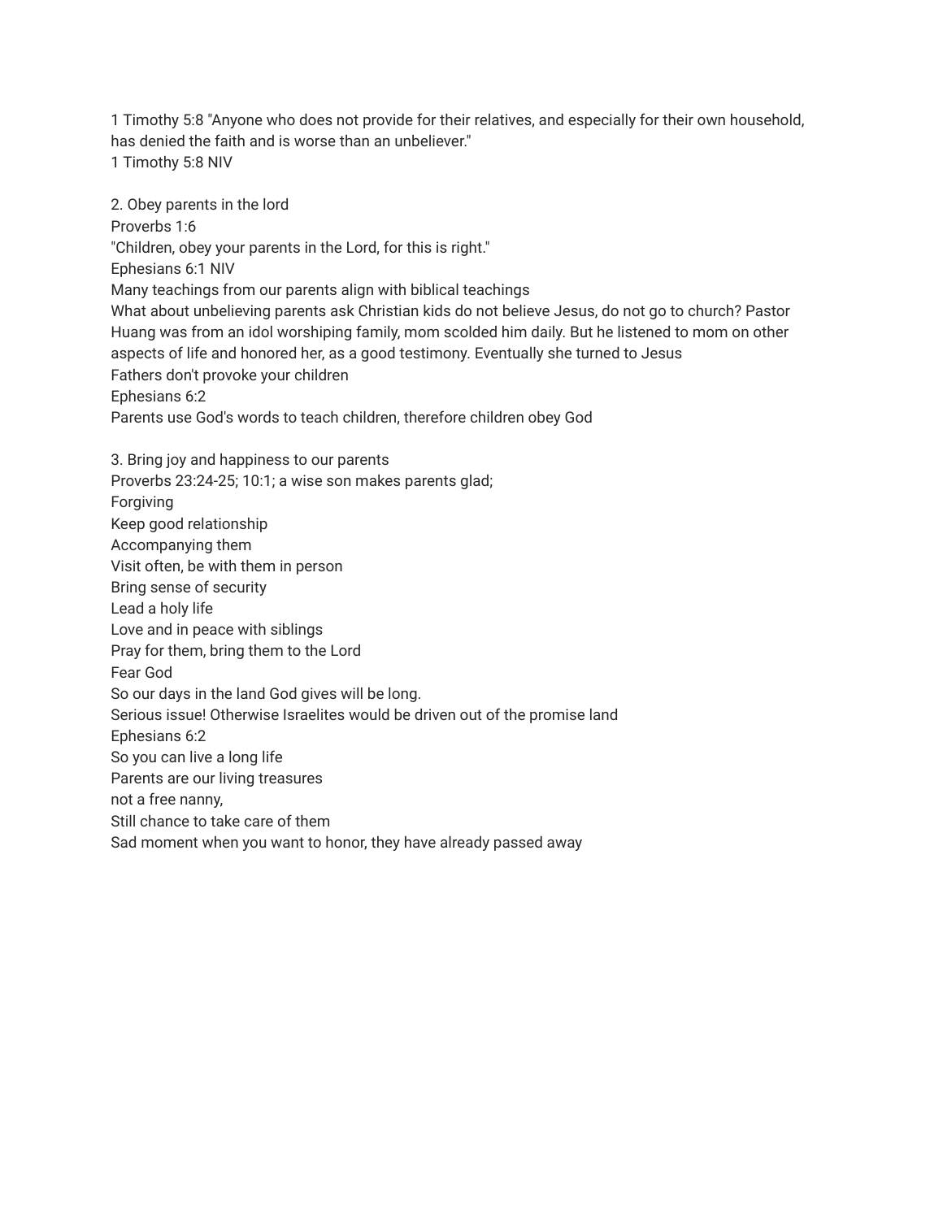1 Timothy 5:8 "Anyone who does not provide for their relatives, and especially for their own household, has denied the faith and is worse than an unbeliever."
1 Timothy 5:8 NIV

2. Obey parents in the lord
Proverbs 1:6
"Children, obey your parents in the Lord, for this is right."
Ephesians 6:1 NIV
Many teachings from our parents align with biblical teachings
What about unbelieving parents ask Christian kids do not believe Jesus, do not go to church? Pastor Huang was from an idol worshiping family, mom scolded him daily. But he listened to mom on other aspects of life and honored her, as a good testimony. Eventually she turned to Jesus
Fathers don't provoke your children
Ephesians 6:2
Parents use God's words to teach children, therefore children obey God

3. Bring joy and happiness to our parents
Proverbs 23:24-25; 10:1; a wise son makes parents glad;
Forgiving
Keep good relationship
Accompanying them
Visit often, be with them in person
Bring sense of security
Lead a holy life
Love and in peace with siblings
Pray for them, bring them to the Lord
Fear God
So our days in the land God gives will be long.
Serious issue! Otherwise Israelites would be driven out of the promise land
Ephesians 6:2
So you can live a long life
Parents are our living treasures
not a free nanny,
Still chance to take care of them
Sad moment when you want to honor, they have already passed away